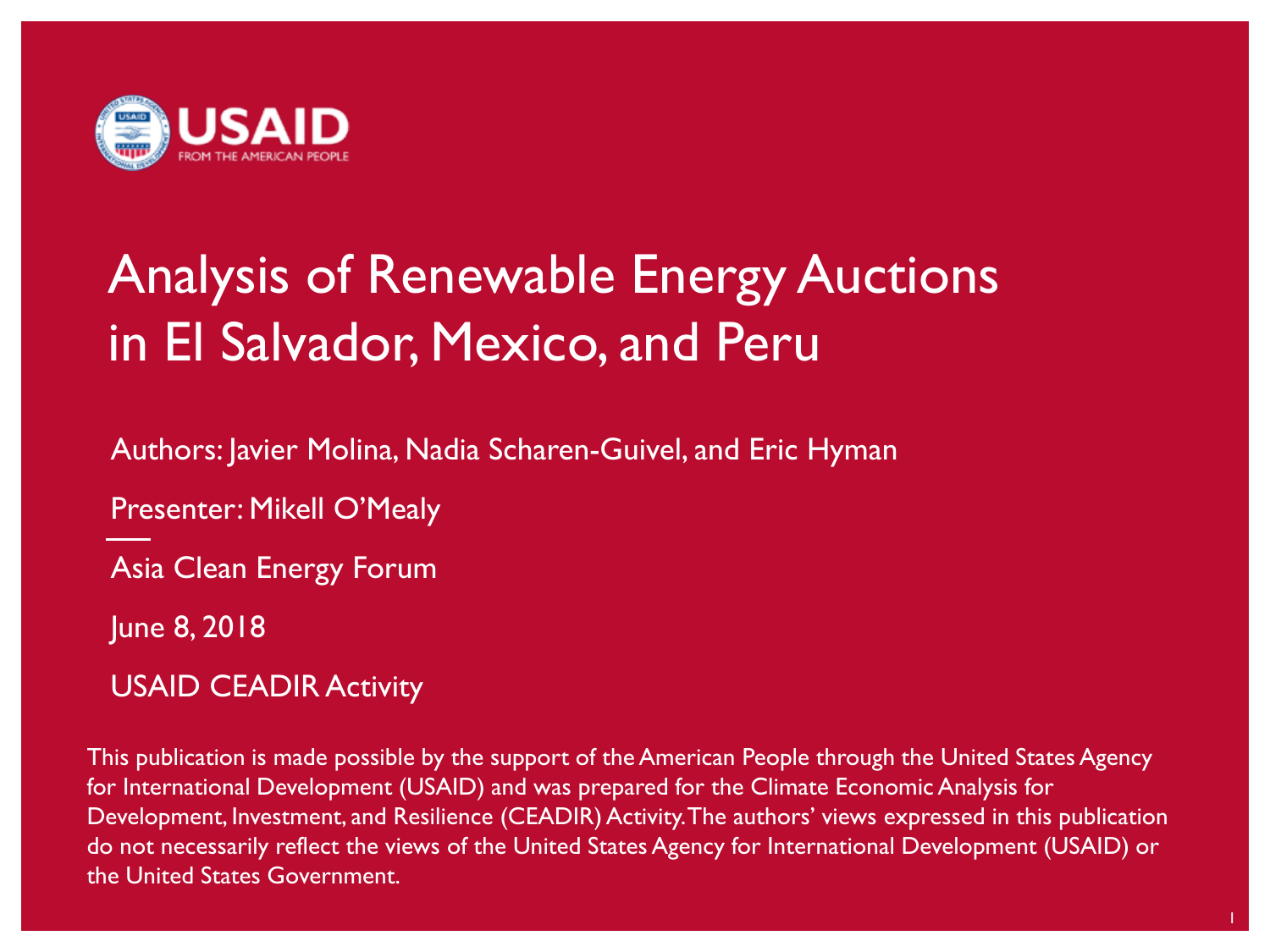USAID
FROM THE AMERICAN PEOPLE

# Analysis of Renewable Energy Auctions in El Salvador, Mexico, and Peru

Authors: Javier Molina, Nadia Scharen-Guivel, and Eric Hyman

Presenter: Mikell O'Mealy

Asia Clean Energy Forum

June 8, 2018

USAID CEADIR Activity

This publication is made possible by the support of the American People through the United States Agency for International Development (USAID) and was prepared for the Climate Economic Analysis for Development, Investment, and Resilience (CEADIR) Activity. The authors' views expressed in this publication do not necessarily reflect the views of the United States Agency for International Development (USAID) or the United States Government.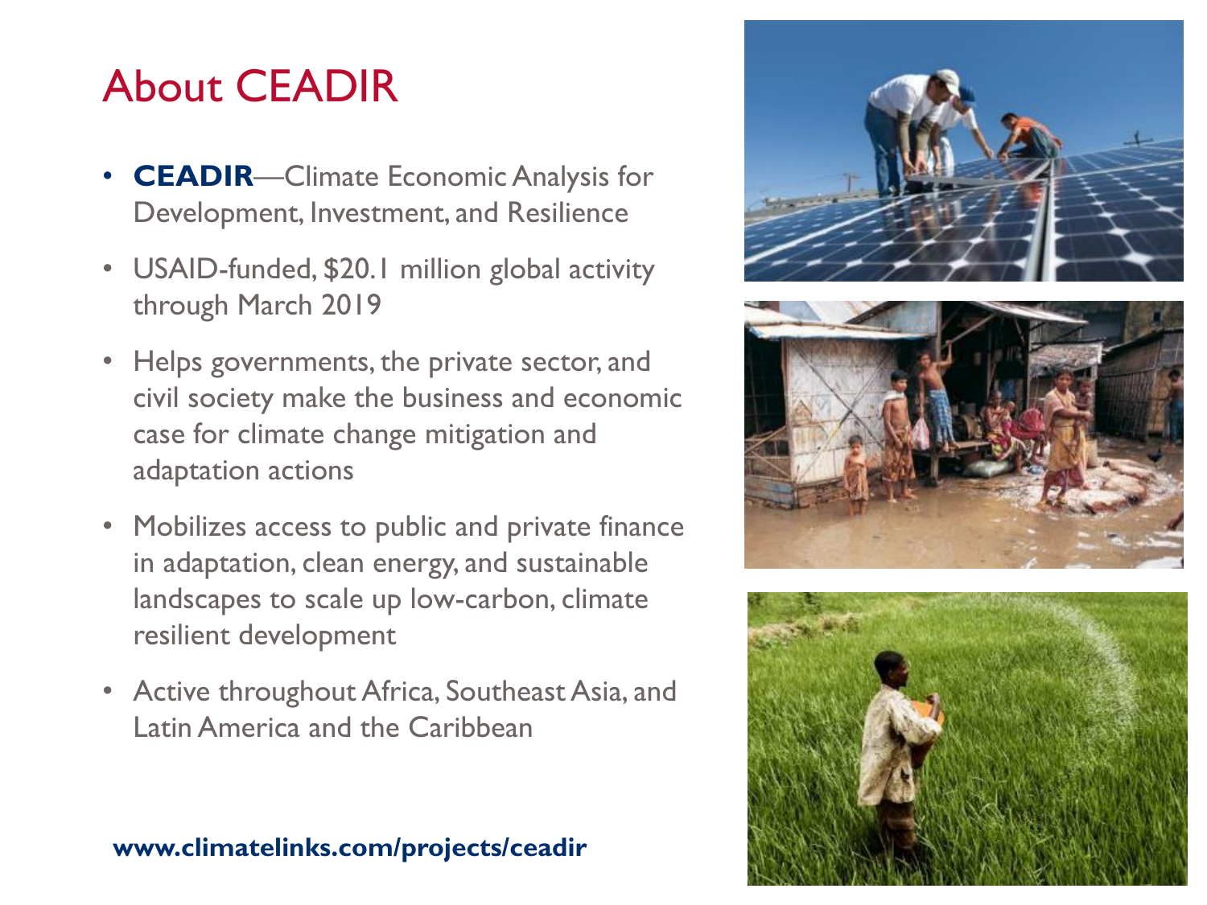# About CEADIR

- **CEADIR**—Climate Economic Analysis for Development, Investment, and Resilience
- USAID-funded, $20.1 million global activity through March 2019
- Helps governments, the private sector, and civil society make the business and economic case for climate change mitigation and adaptation actions
- Mobilizes access to public and private finance in adaptation, clean energy, and sustainable landscapes to scale up low-carbon, climate resilient development
- Active throughout Africa, Southeast Asia, and Latin America and the Caribbean

**www.climatelinks.com/projects/ceadir**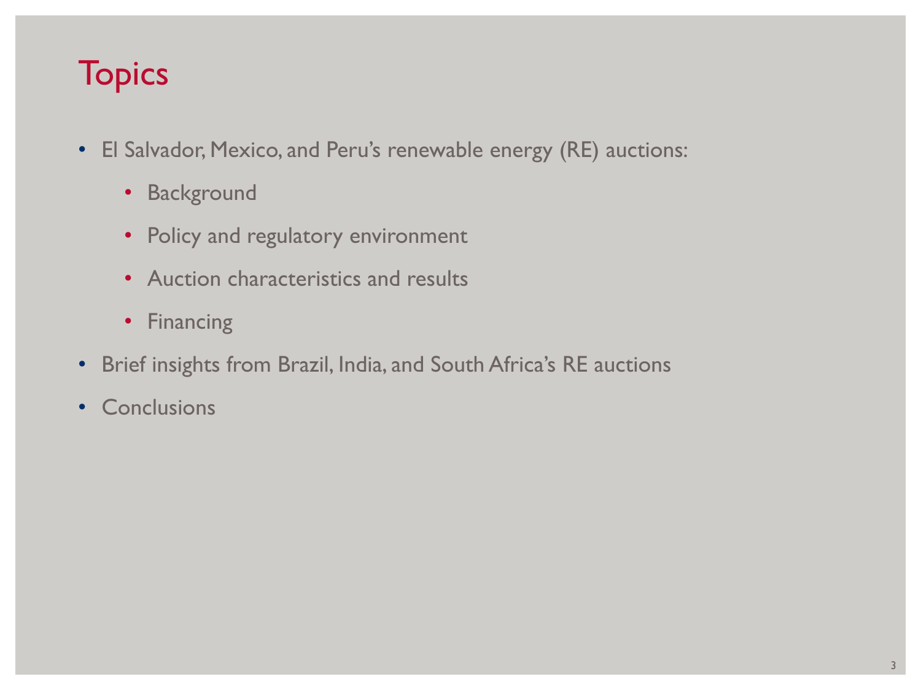# Topics

- El Salvador, Mexico, and Peru's renewable energy (RE) auctions:
  - Background
  - Policy and regulatory environment
  - Auction characteristics and results
  - Financing
- Brief insights from Brazil, India, and South Africa's RE auctions
- Conclusions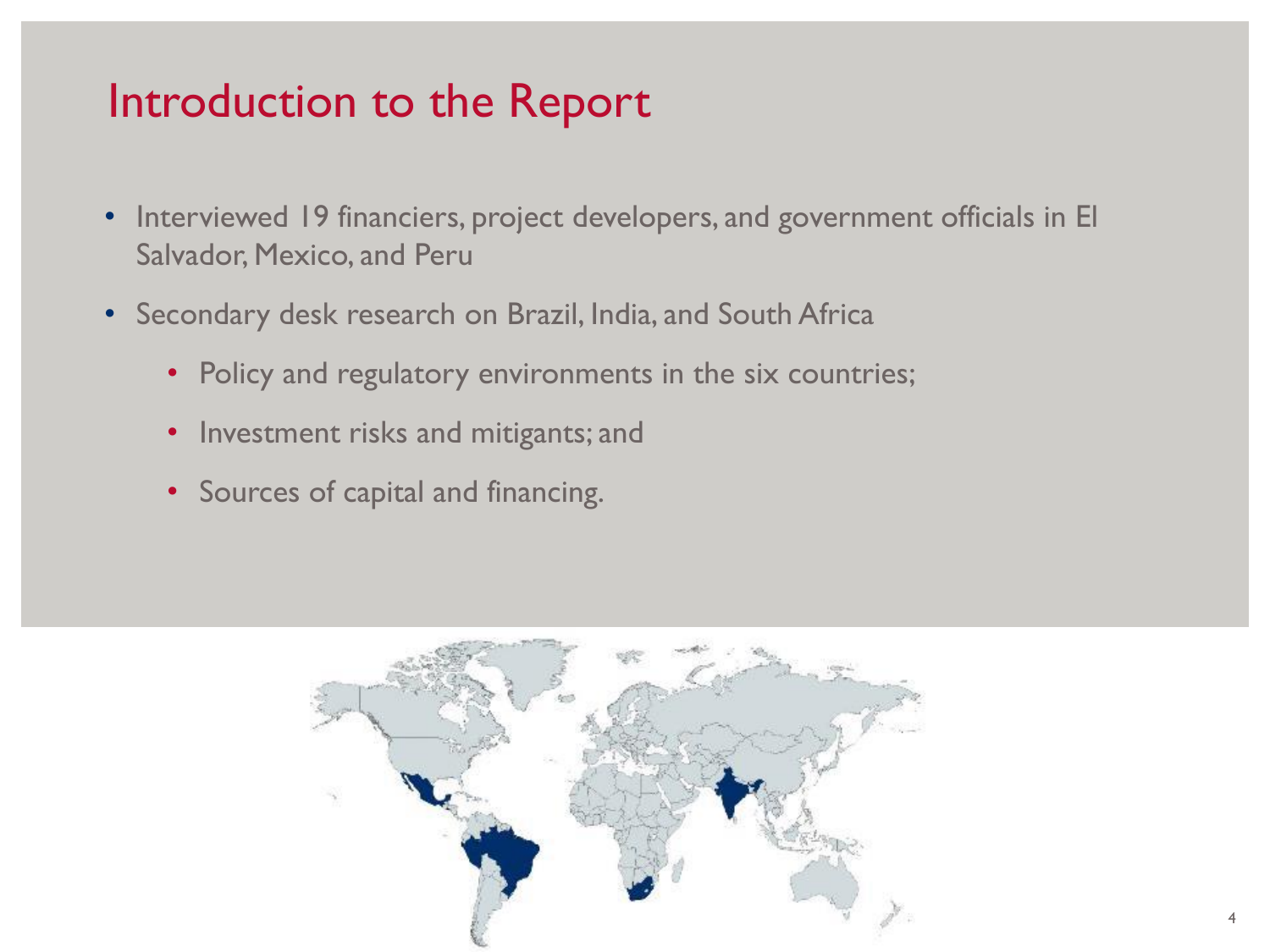# Introduction to the Report

- Interviewed 19 financiers, project developers, and government officials in El Salvador, Mexico, and Peru
- Secondary desk research on Brazil, India, and South Africa
  - Policy and regulatory environments in the six countries;
  - Investment risks and mitigants; and
  - Sources of capital and financing.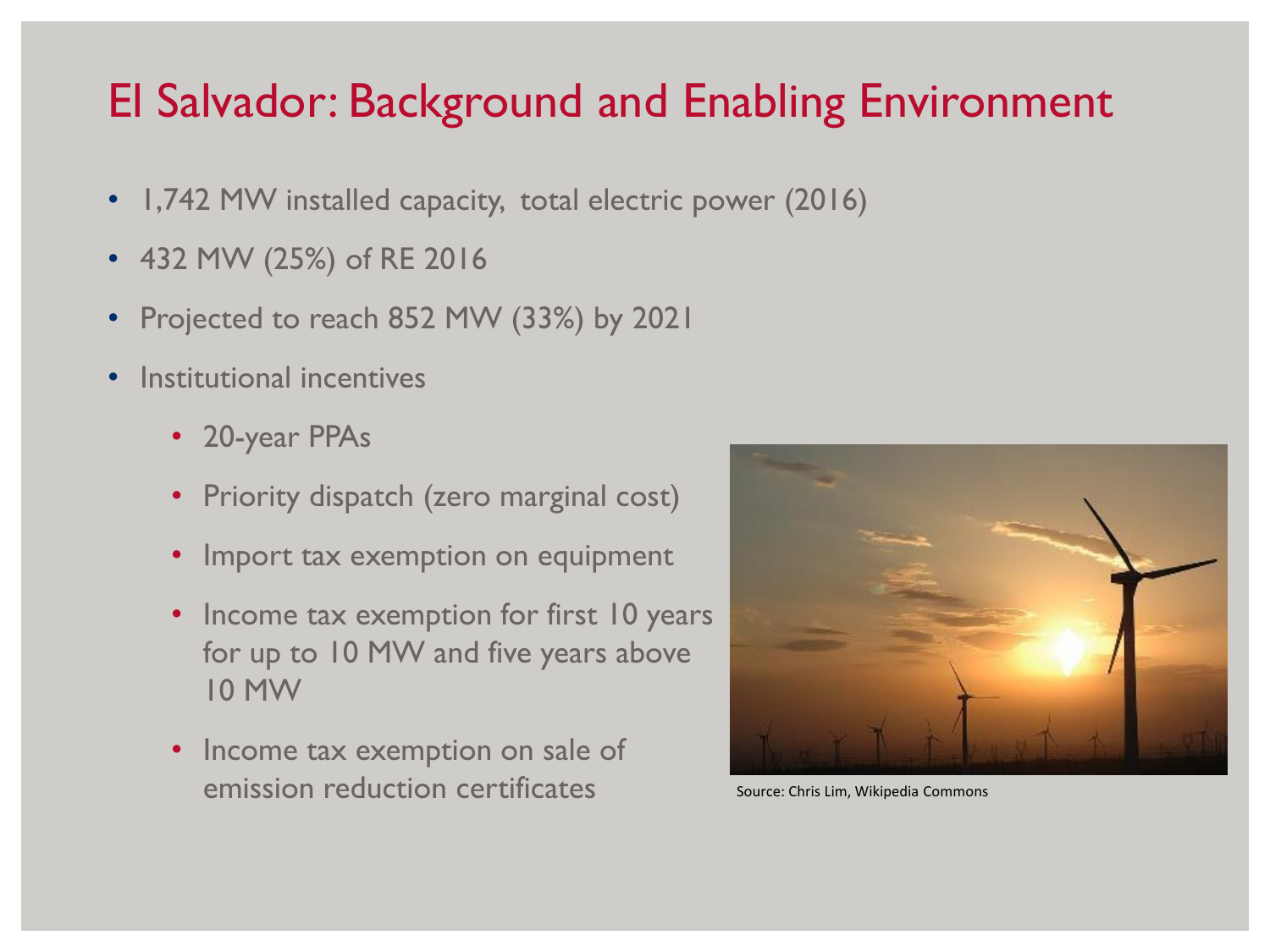# El Salvador: Background and Enabling Environment

- 1,742 MW installed capacity, total electric power (2016)
- 432 MW (25%) of RE 2016
- Projected to reach 852 MW (33%) by 2021
- Institutional incentives
  - 20-year PPAs
  - Priority dispatch (zero marginal cost)
  - Import tax exemption on equipment
  - Income tax exemption for first 10 years for up to 10 MW and five years above 10 MW
  - Income tax exemption on sale of emission reduction certificates

Source: Chris Lim, Wikipedia Commons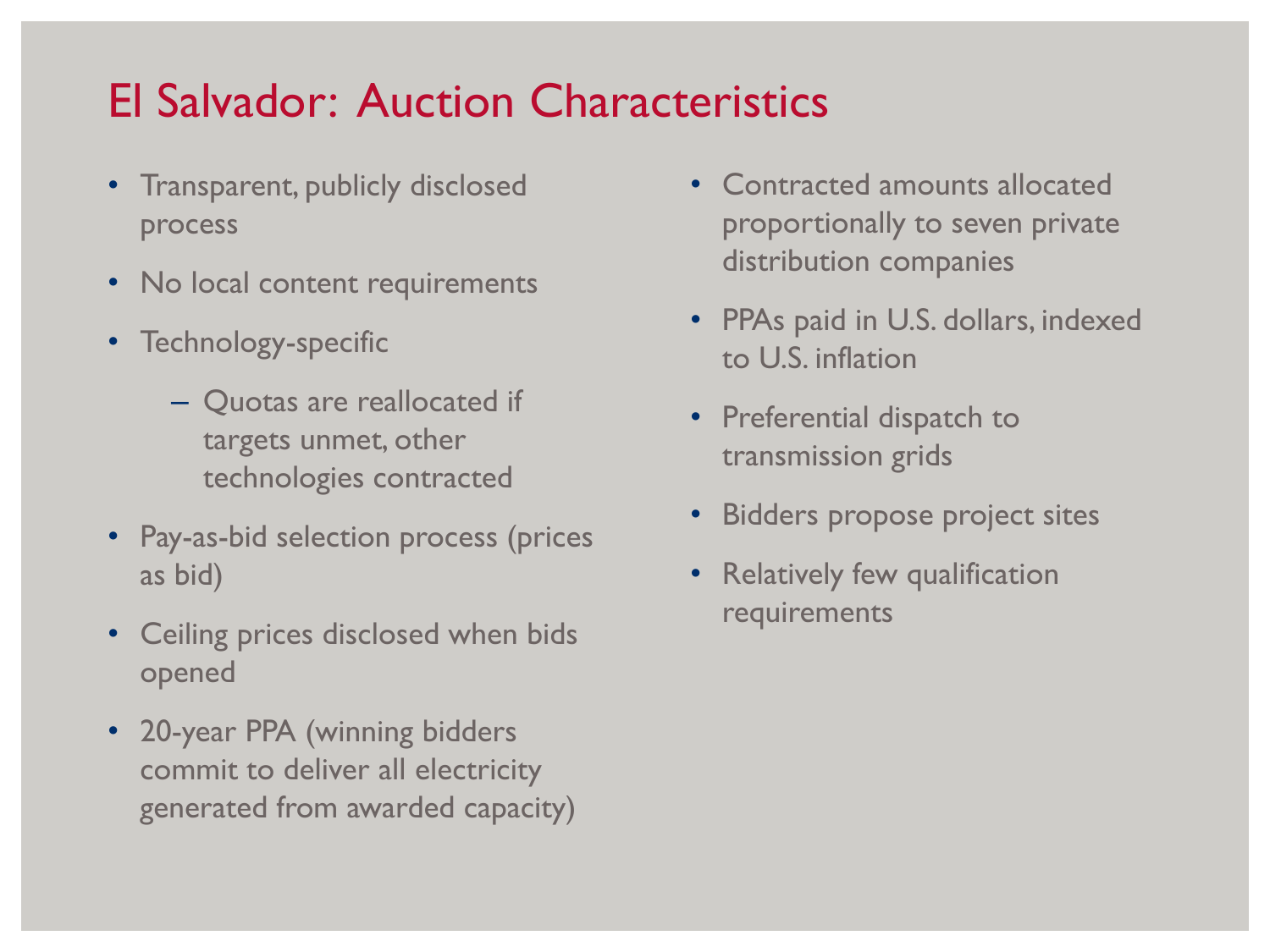# El Salvador: Auction Characteristics

- Transparent, publicly disclosed process
- No local content requirements
- Technology-specific
  - Quotas are reallocated if targets unmet, other technologies contracted
- Pay-as-bid selection process (prices as bid)
- Ceiling prices disclosed when bids opened
- 20-year PPA (winning bidders commit to deliver all electricity generated from awarded capacity)
- Contracted amounts allocated proportionally to seven private distribution companies
- PPAs paid in U.S. dollars, indexed to U.S. inflation
- Preferential dispatch to transmission grids
- Bidders propose project sites
- Relatively few qualification requirements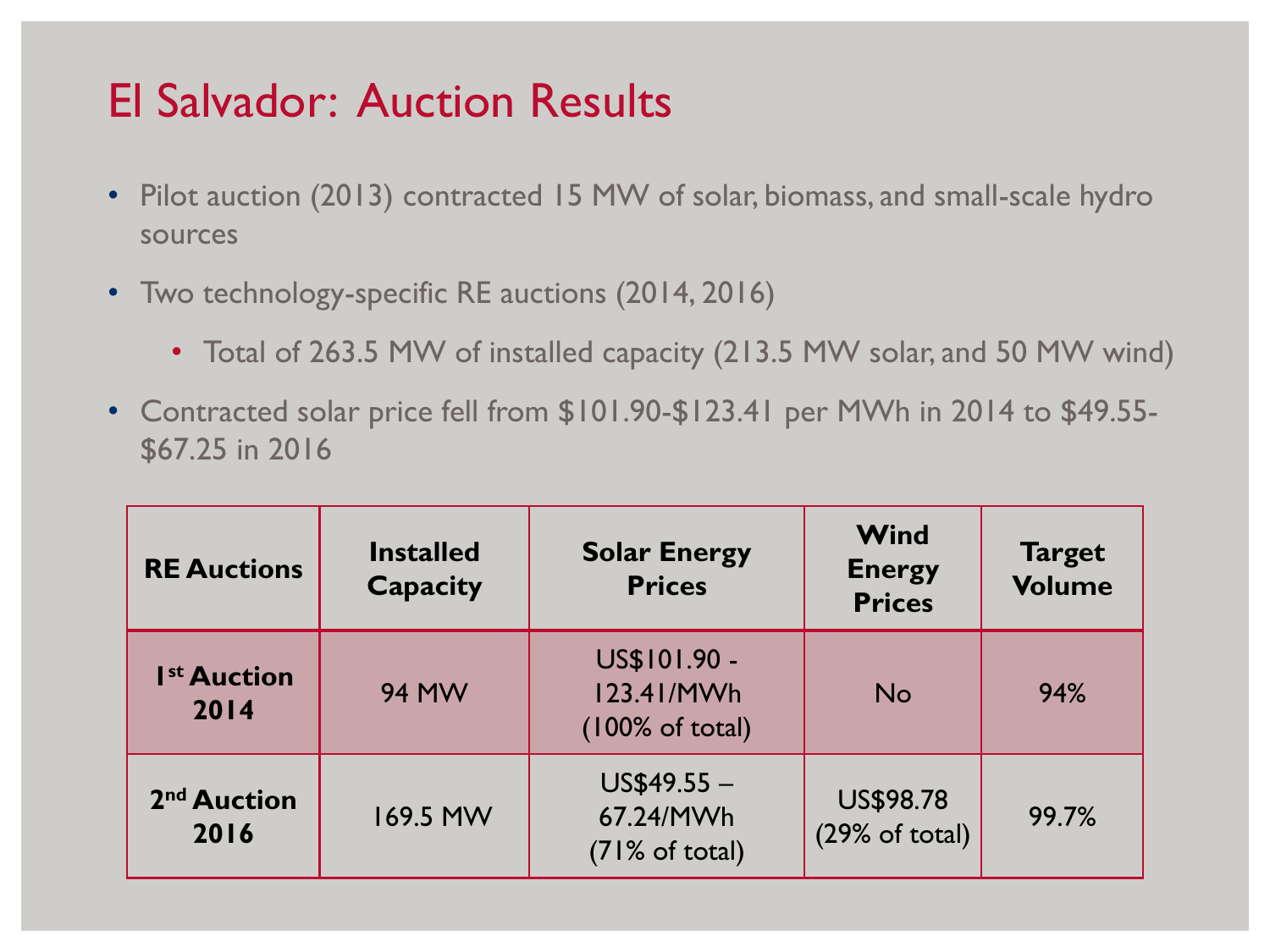# El Salvador: Auction Results

- Pilot auction (2013) contracted 15 MW of solar, biomass, and small-scale hydro sources
- Two technology-specific RE auctions (2014, 2016)
  - Total of 263.5 MW of installed capacity (213.5 MW solar, and 50 MW wind)
- Contracted solar price fell from $101.90-$123.41 per MWh in 2014 to $49.55-$67.25 in 2016

| RE Auctions | Installed Capacity | Solar Energy Prices | Wind Energy Prices | Target Volume |
|---|---|---|---|---|
| **1st Auction 2014** | 94 MW | US$101.90 - 123.41/MWh (100% of total) | No | 94% |
| **2nd Auction 2016** | 169.5 MW | US$49.55 – 67.24/MWh (71% of total) | US$98.78 (29% of total) | 99.7% |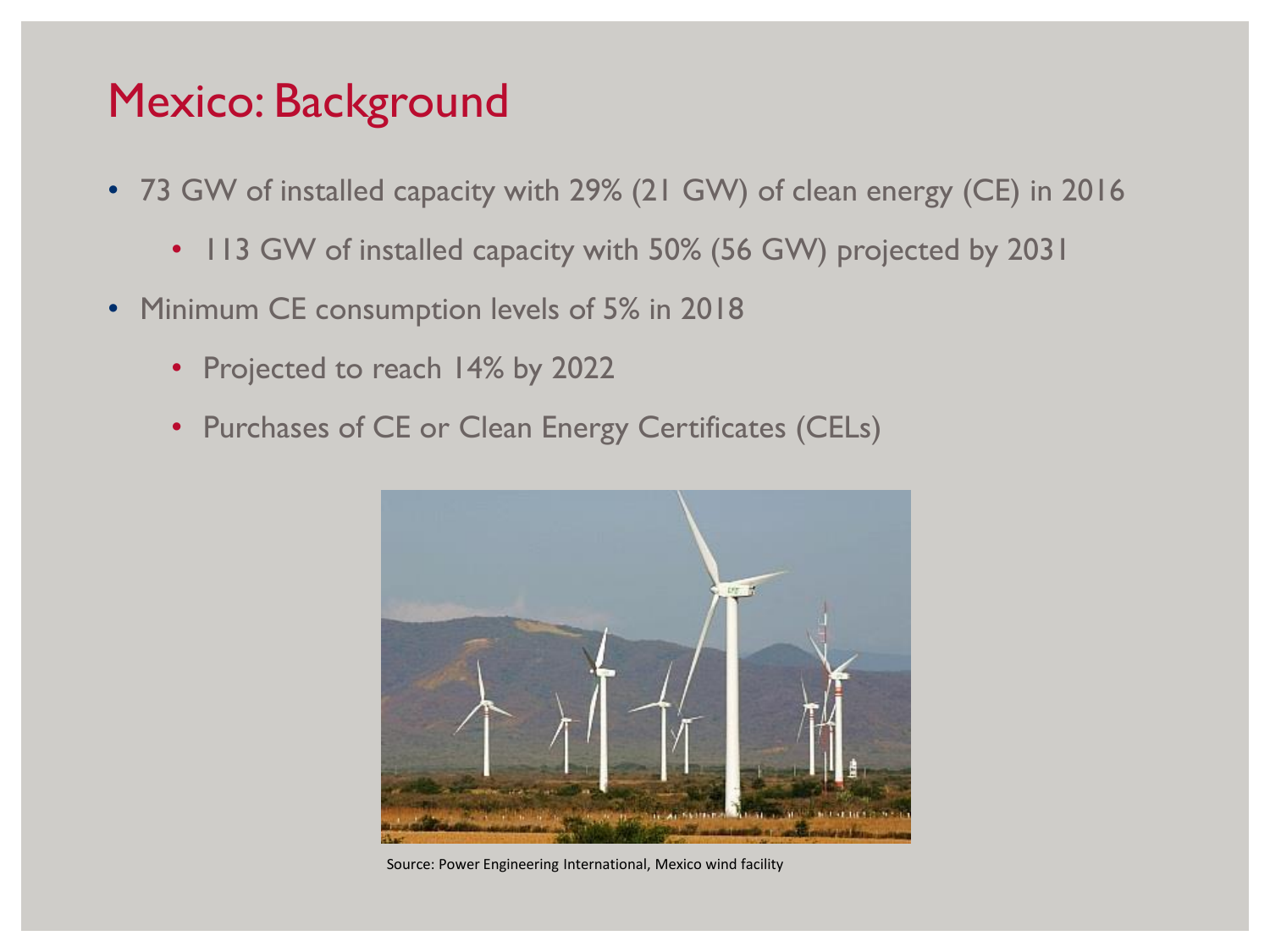# Mexico: Background

- 73 GW of installed capacity with 29% (21 GW) of clean energy (CE) in 2016
  - 113 GW of installed capacity with 50% (56 GW) projected by 2031
- Minimum CE consumption levels of 5% in 2018
  - Projected to reach 14% by 2022
  - Purchases of CE or Clean Energy Certificates (CELs)

Source: Power Engineering International, Mexico wind facility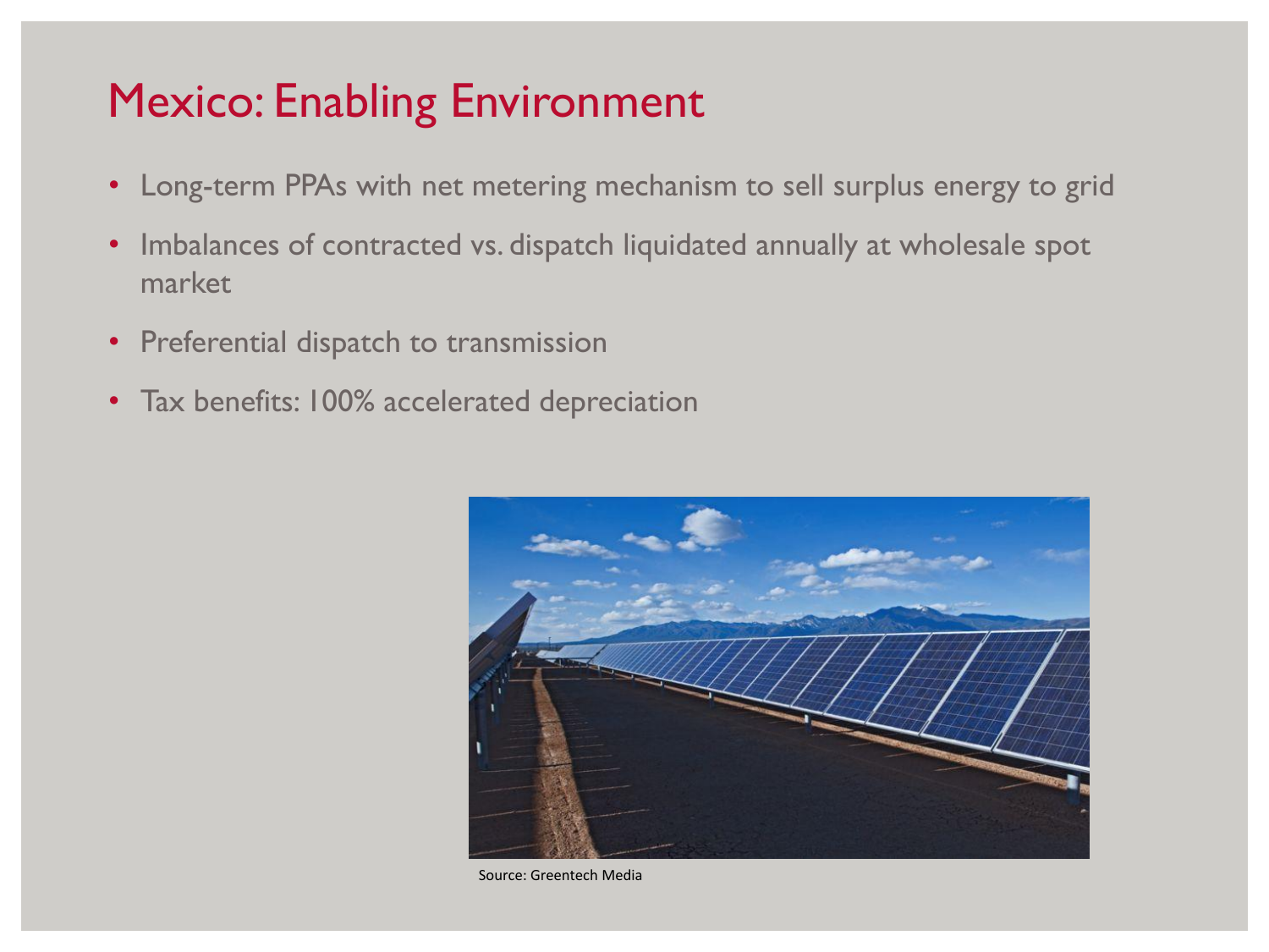# Mexico: Enabling Environment

- Long-term PPAs with net metering mechanism to sell surplus energy to grid
- Imbalances of contracted vs. dispatch liquidated annually at wholesale spot market
- Preferential dispatch to transmission
- Tax benefits: 100% accelerated depreciation

Source: Greentech Media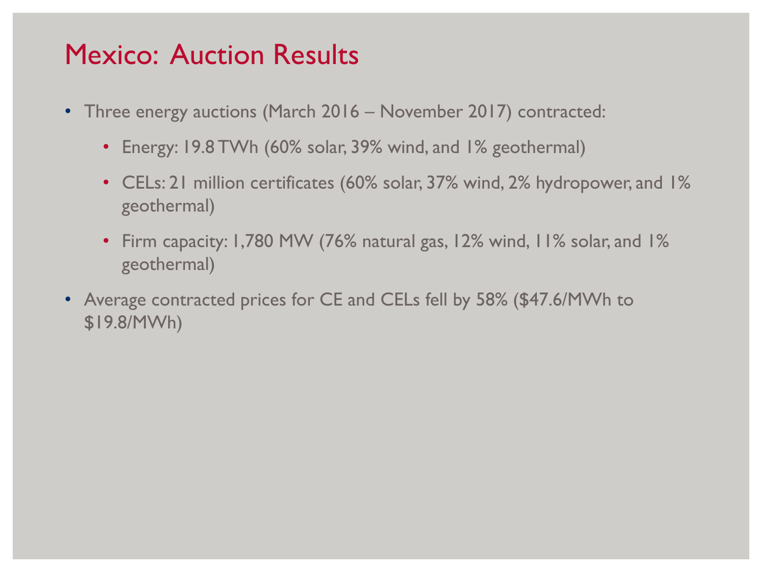# Mexico: Auction Results

- Three energy auctions (March 2016 – November 2017) contracted:
  - Energy: 19.8 TWh (60% solar, 39% wind, and 1% geothermal)
  - CELs: 21 million certificates (60% solar, 37% wind, 2% hydropower, and 1% geothermal)
  - Firm capacity: 1,780 MW (76% natural gas, 12% wind, 11% solar, and 1% geothermal)
- Average contracted prices for CE and CELs fell by 58% ($47.6/MWh to $19.8/MWh)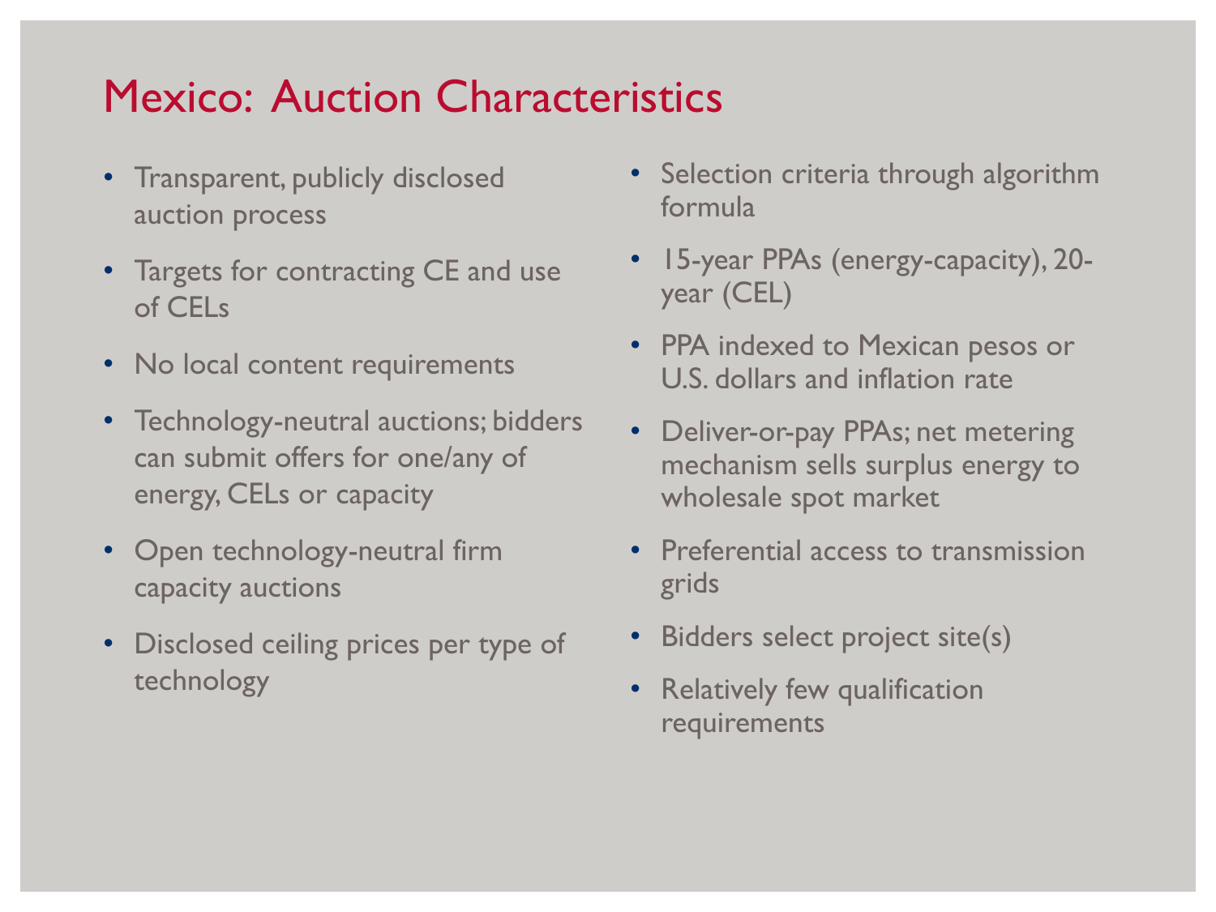# Mexico: Auction Characteristics

- Transparent, publicly disclosed auction process
- Targets for contracting CE and use of CELs
- No local content requirements
- Technology-neutral auctions; bidders can submit offers for one/any of energy, CELs or capacity
- Open technology-neutral firm capacity auctions
- Disclosed ceiling prices per type of technology
- Selection criteria through algorithm formula
- 15-year PPAs (energy-capacity), 20-year (CEL)
- PPA indexed to Mexican pesos or U.S. dollars and inflation rate
- Deliver-or-pay PPAs; net metering mechanism sells surplus energy to wholesale spot market
- Preferential access to transmission grids
- Bidders select project site(s)
- Relatively few qualification requirements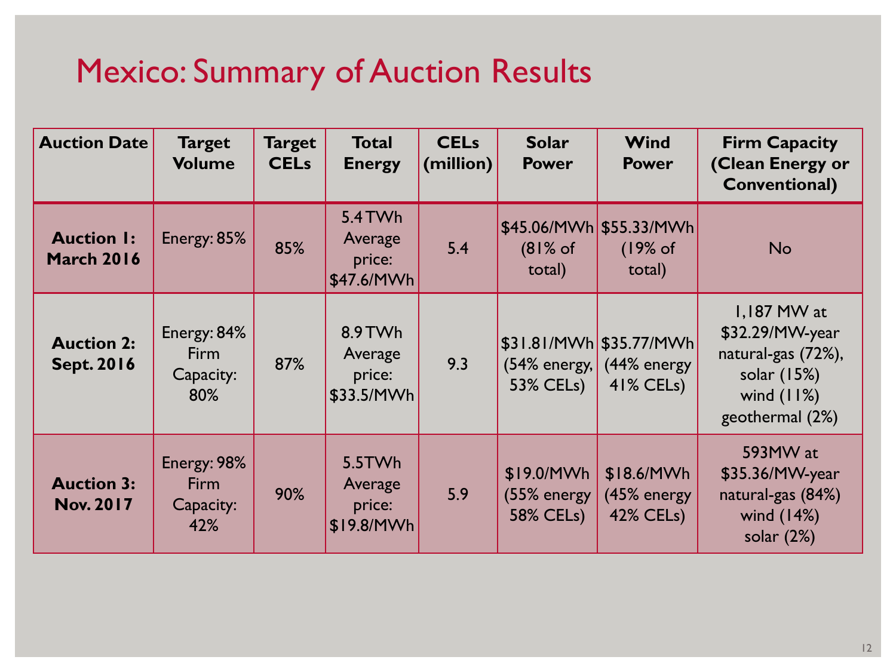# Mexico: Summary of Auction Results

| Auction Date | Target Volume | Target CELs | Total Energy | CELs (million) | Solar Power | Wind Power | Firm Capacity (Clean Energy or Conventional) |
|---|---|---|---|---|---|---|---|
| **Auction 1: March 2016** | Energy: 85% | 85% | 5.4 TWh Average price: $47.6/MWh | 5.4 | $45.06/MWh (81% of total) | $55.33/MWh (19% of total) | No |
| **Auction 2: Sept. 2016** | Energy: 84% Firm Capacity: 80% | 87% | 8.9 TWh Average price: $33.5/MWh | 9.3 | $31.81/MWh (54% energy, 53% CELs) | $35.77/MWh (44% energy 41% CELs) | 1,187 MW at $32.29/MW-year natural-gas (72%), solar (15%) wind (11%) geothermal (2%) |
| **Auction 3: Nov. 2017** | Energy: 98% Firm Capacity: 42% | 90% | 5.5TWh Average price: $19.8/MWh | 5.9 | $19.0/MWh (55% energy 58% CELs) | $18.6/MWh (45% energy 42% CELs) | 593MW at $35.36/MW-year natural-gas (84%) wind (14%) solar (2%) |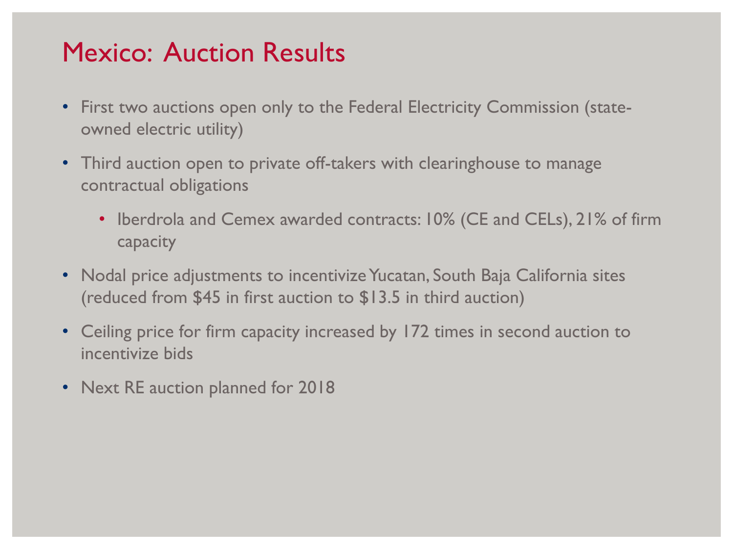# Mexico: Auction Results

- First two auctions open only to the Federal Electricity Commission (state-owned electric utility)
- Third auction open to private off-takers with clearinghouse to manage contractual obligations
  - Iberdrola and Cemex awarded contracts: 10% (CE and CELs), 21% of firm capacity
- Nodal price adjustments to incentivize Yucatan, South Baja California sites (reduced from $45 in first auction to $13.5 in third auction)
- Ceiling price for firm capacity increased by 172 times in second auction to incentivize bids
- Next RE auction planned for 2018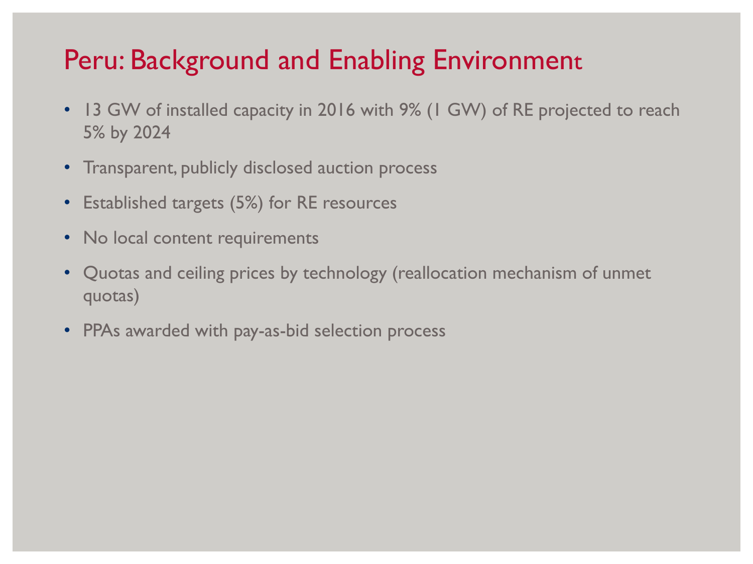# Peru: Background and Enabling Environment

- 13 GW of installed capacity in 2016 with 9% (1 GW) of RE projected to reach 5% by 2024
- Transparent, publicly disclosed auction process
- Established targets (5%) for RE resources
- No local content requirements
- Quotas and ceiling prices by technology (reallocation mechanism of unmet quotas)
- PPAs awarded with pay-as-bid selection process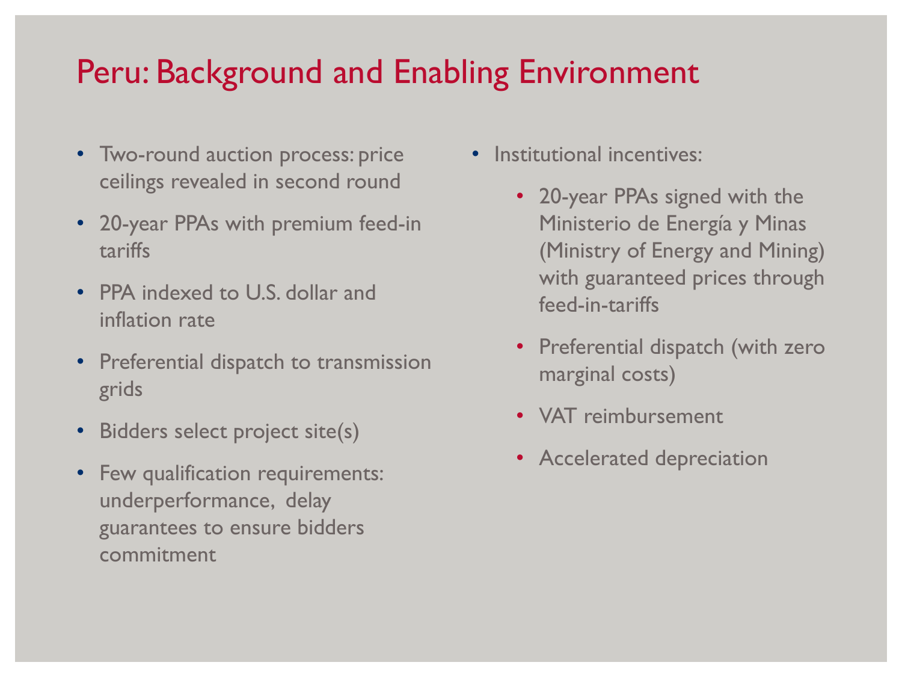# Peru: Background and Enabling Environment

- Two-round auction process: price ceilings revealed in second round
- 20-year PPAs with premium feed-in tariffs
- PPA indexed to U.S. dollar and inflation rate
- Preferential dispatch to transmission grids
- Bidders select project site(s)
- Few qualification requirements: underperformance, delay guarantees to ensure bidders commitment
- Institutional incentives:
  - 20-year PPAs signed with the Ministerio de Energía y Minas (Ministry of Energy and Mining) with guaranteed prices through feed-in-tariffs
  - Preferential dispatch (with zero marginal costs)
  - VAT reimbursement
  - Accelerated depreciation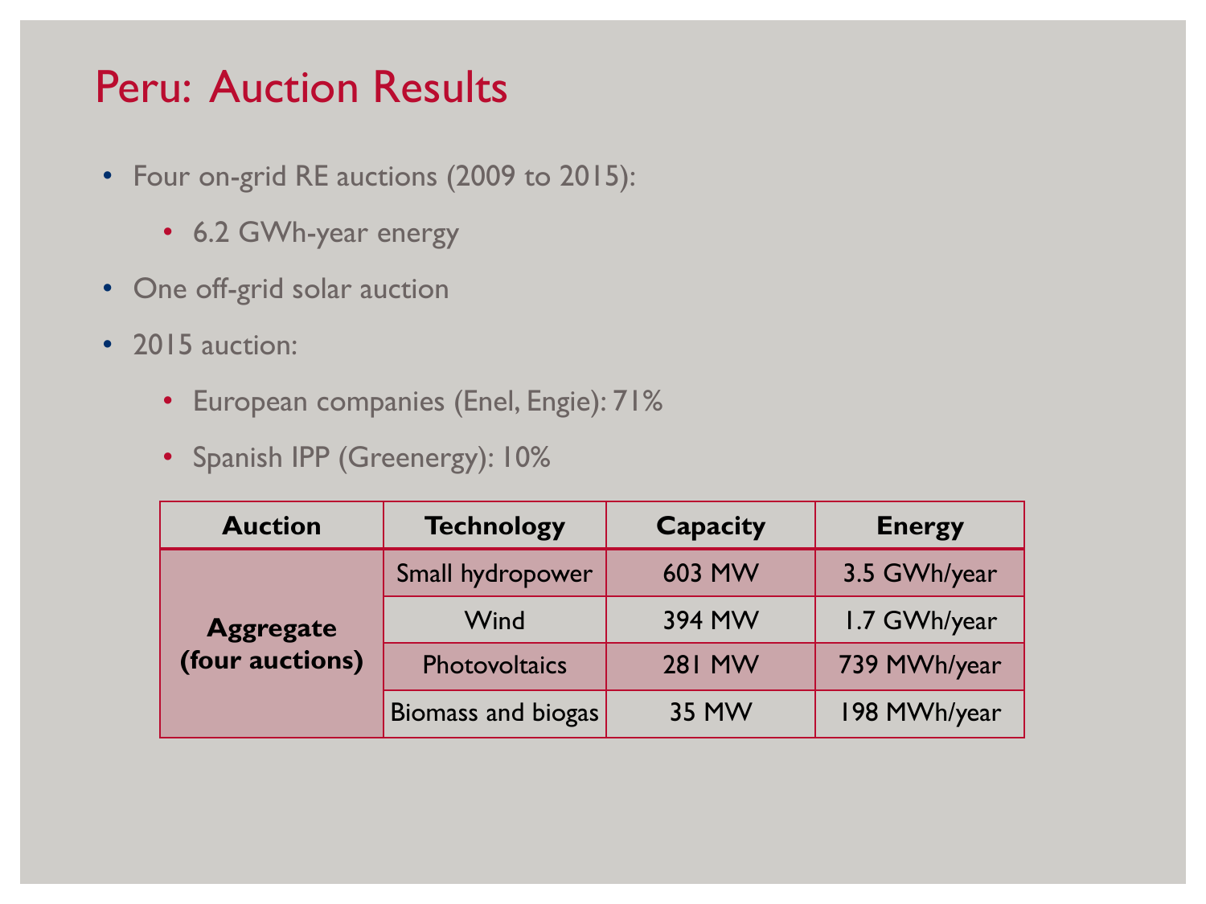# Peru: Auction Results

- Four on-grid RE auctions (2009 to 2015):
  - 6.2 GWh-year energy
- One off-grid solar auction
- 2015 auction:
  - European companies (Enel, Engie): 71%
  - Spanish IPP (Greenergy): 10%

| Auction | Technology | Capacity | Energy |
|---|---|---|---|
| **Aggregate (four auctions)** | Small hydropower | 603 MW | 3.5 GWh/year |
| | Wind | 394 MW | 1.7 GWh/year |
| | Photovoltaics | 281 MW | 739 MWh/year |
| | Biomass and biogas | 35 MW | 198 MWh/year |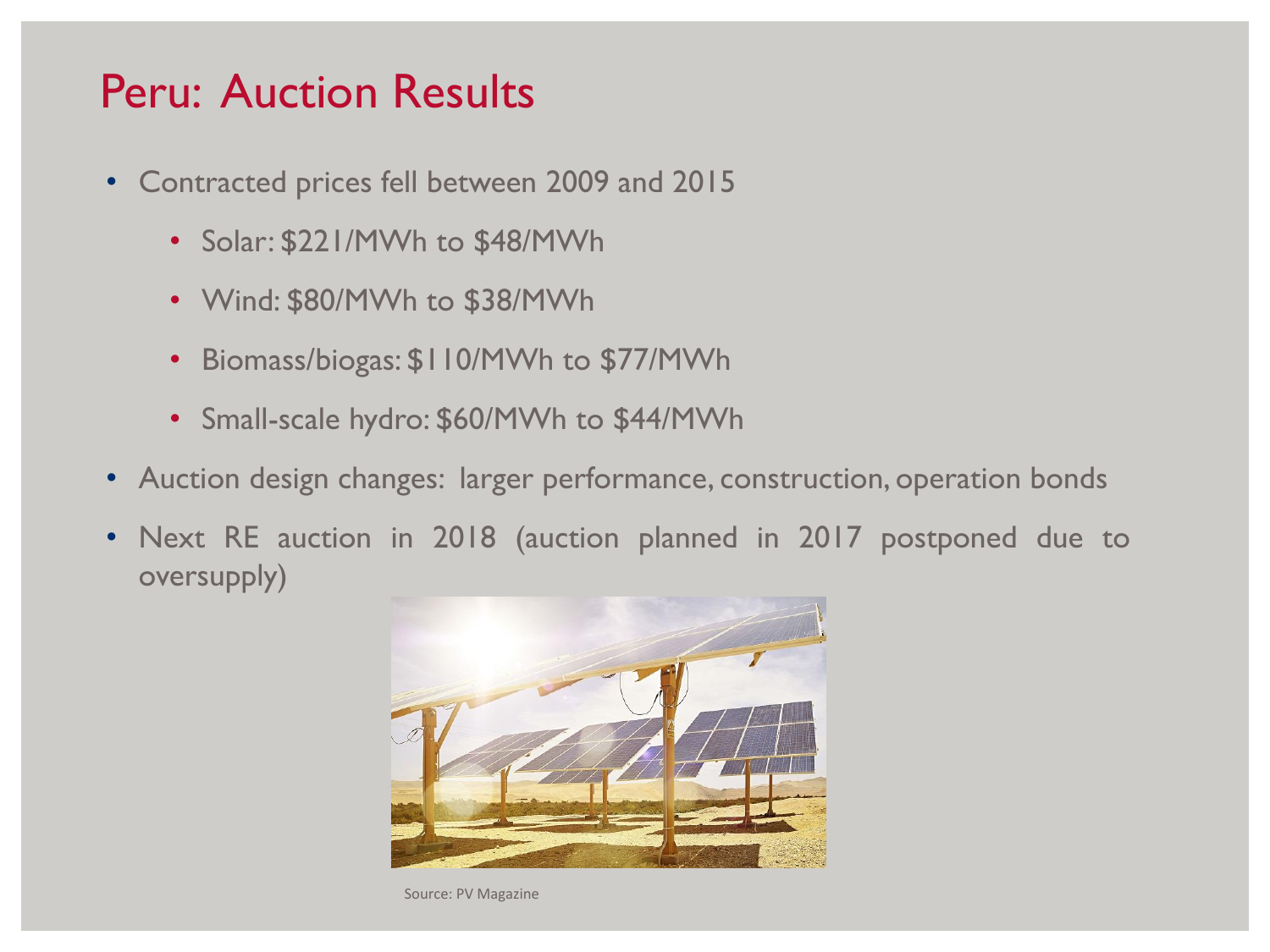# Peru: Auction Results

- Contracted prices fell between 2009 and 2015
  - Solar: $221/MWh to $48/MWh
  - Wind: $80/MWh to $38/MWh
  - Biomass/biogas: $110/MWh to $77/MWh
  - Small-scale hydro: $60/MWh to $44/MWh
- Auction design changes: larger performance, construction, operation bonds
- Next RE auction in 2018 (auction planned in 2017 postponed due to oversupply)

Source: PV Magazine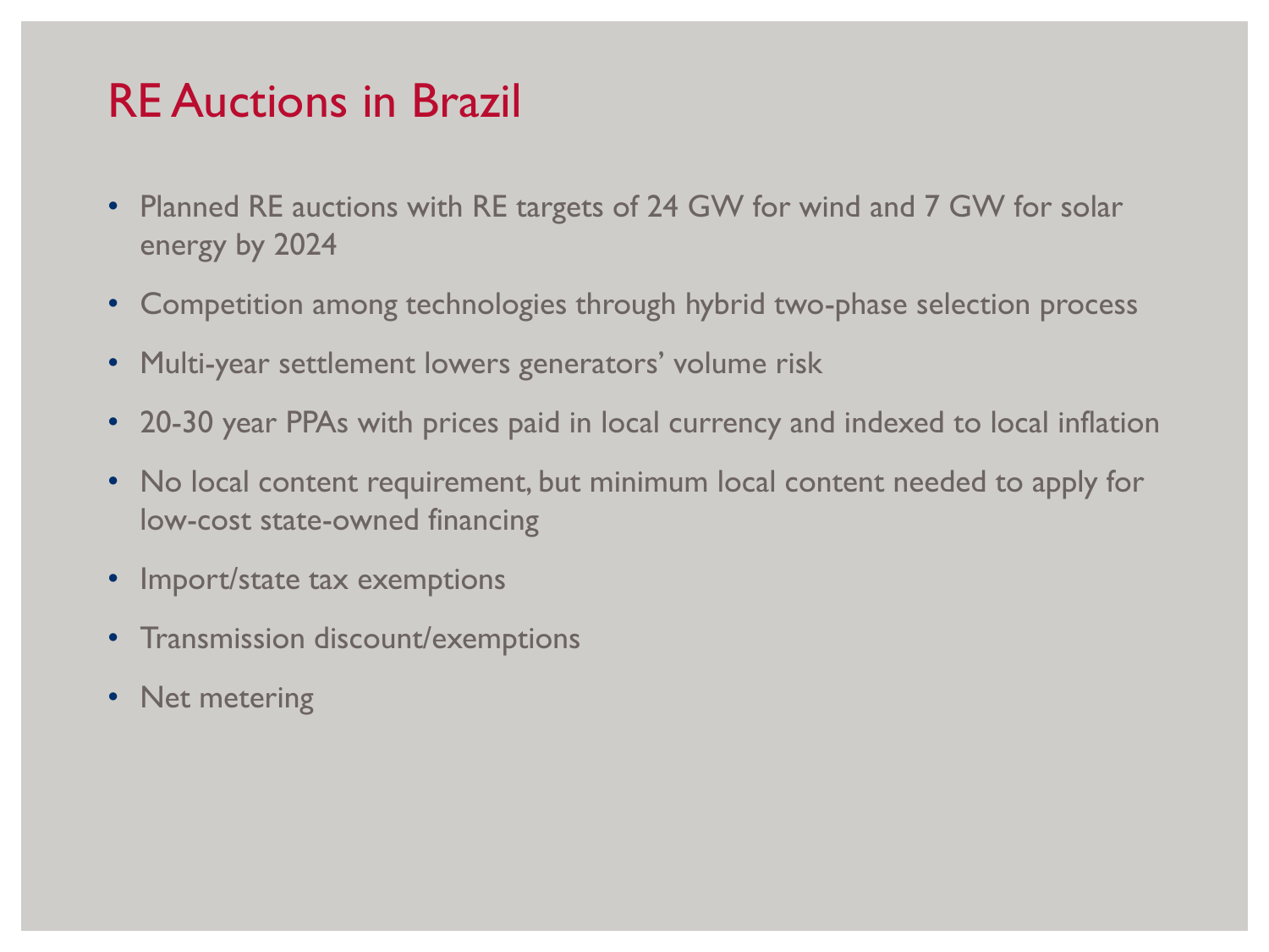# RE Auctions in Brazil

- Planned RE auctions with RE targets of 24 GW for wind and 7 GW for solar energy by 2024
- Competition among technologies through hybrid two-phase selection process
- Multi-year settlement lowers generators' volume risk
- 20-30 year PPAs with prices paid in local currency and indexed to local inflation
- No local content requirement, but minimum local content needed to apply for low-cost state-owned financing
- Import/state tax exemptions
- Transmission discount/exemptions
- Net metering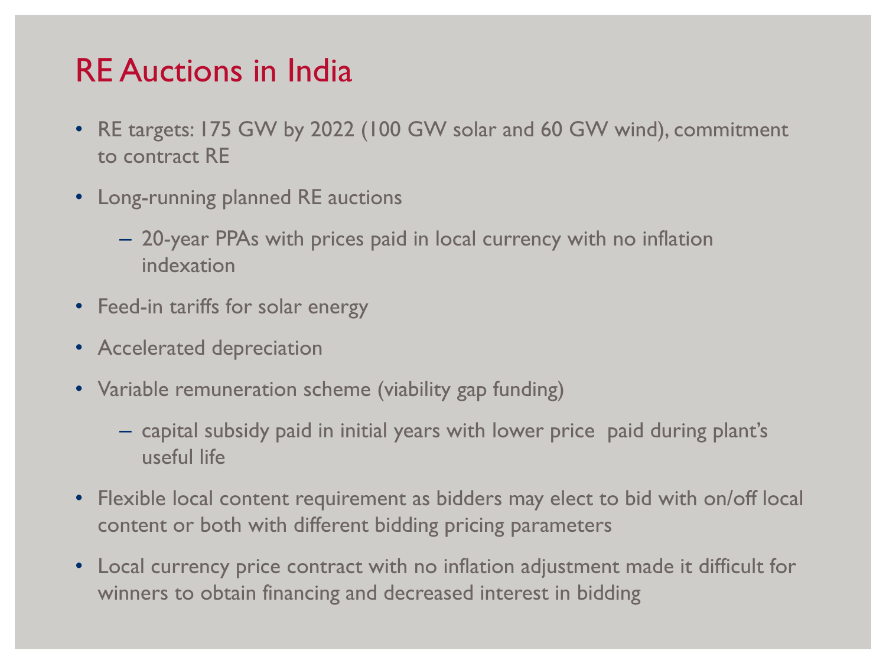# RE Auctions in India

- RE targets: 175 GW by 2022 (100 GW solar and 60 GW wind), commitment to contract RE
- Long-running planned RE auctions
  - 20-year PPAs with prices paid in local currency with no inflation indexation
- Feed-in tariffs for solar energy
- Accelerated depreciation
- Variable remuneration scheme (viability gap funding)
  - capital subsidy paid in initial years with lower price paid during plant's useful life
- Flexible local content requirement as bidders may elect to bid with on/off local content or both with different bidding pricing parameters
- Local currency price contract with no inflation adjustment made it difficult for winners to obtain financing and decreased interest in bidding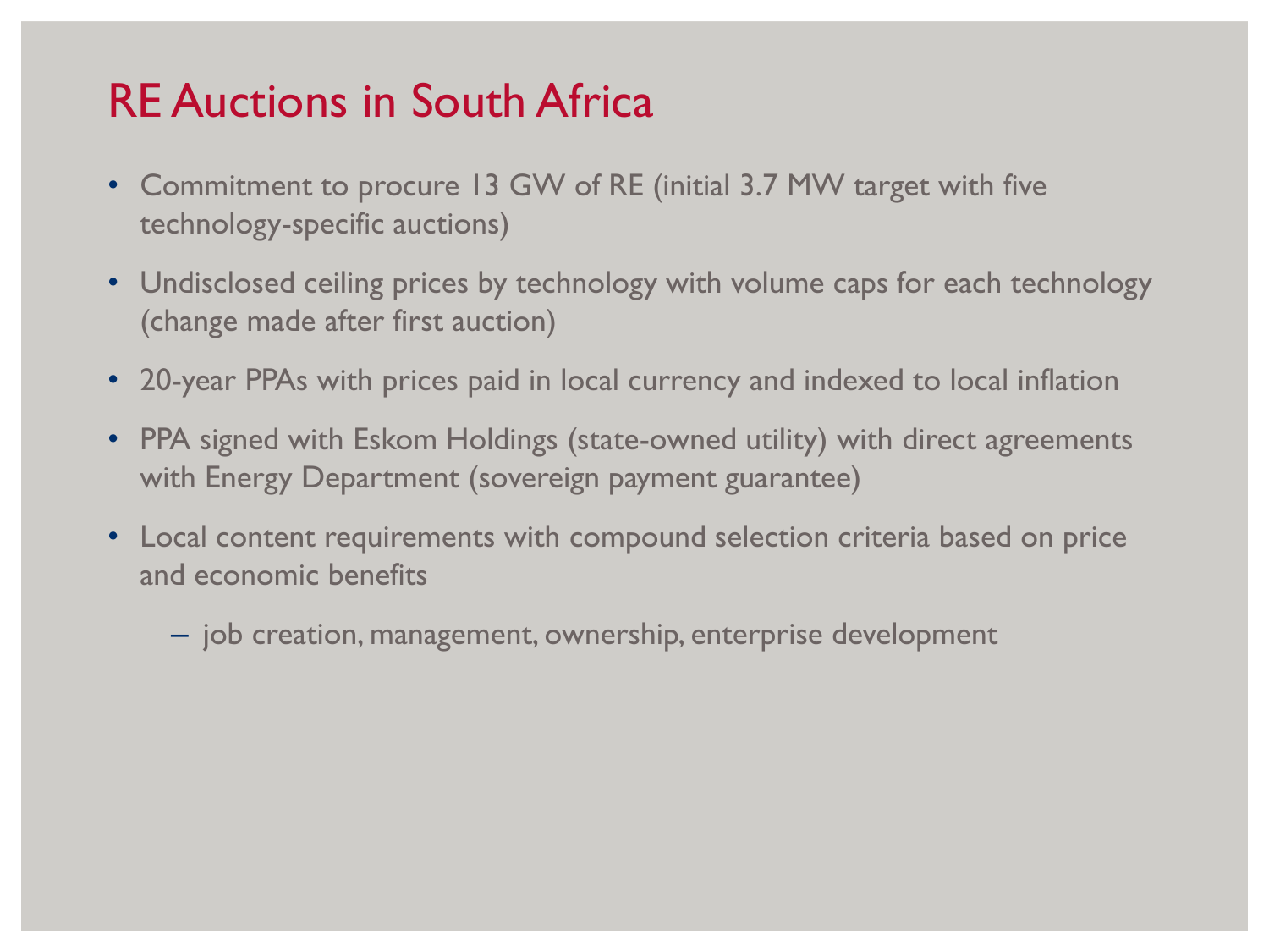# RE Auctions in South Africa

- Commitment to procure 13 GW of RE (initial 3.7 MW target with five technology-specific auctions)
- Undisclosed ceiling prices by technology with volume caps for each technology (change made after first auction)
- 20-year PPAs with prices paid in local currency and indexed to local inflation
- PPA signed with Eskom Holdings (state-owned utility) with direct agreements with Energy Department (sovereign payment guarantee)
- Local content requirements with compound selection criteria based on price and economic benefits
  - job creation, management, ownership, enterprise development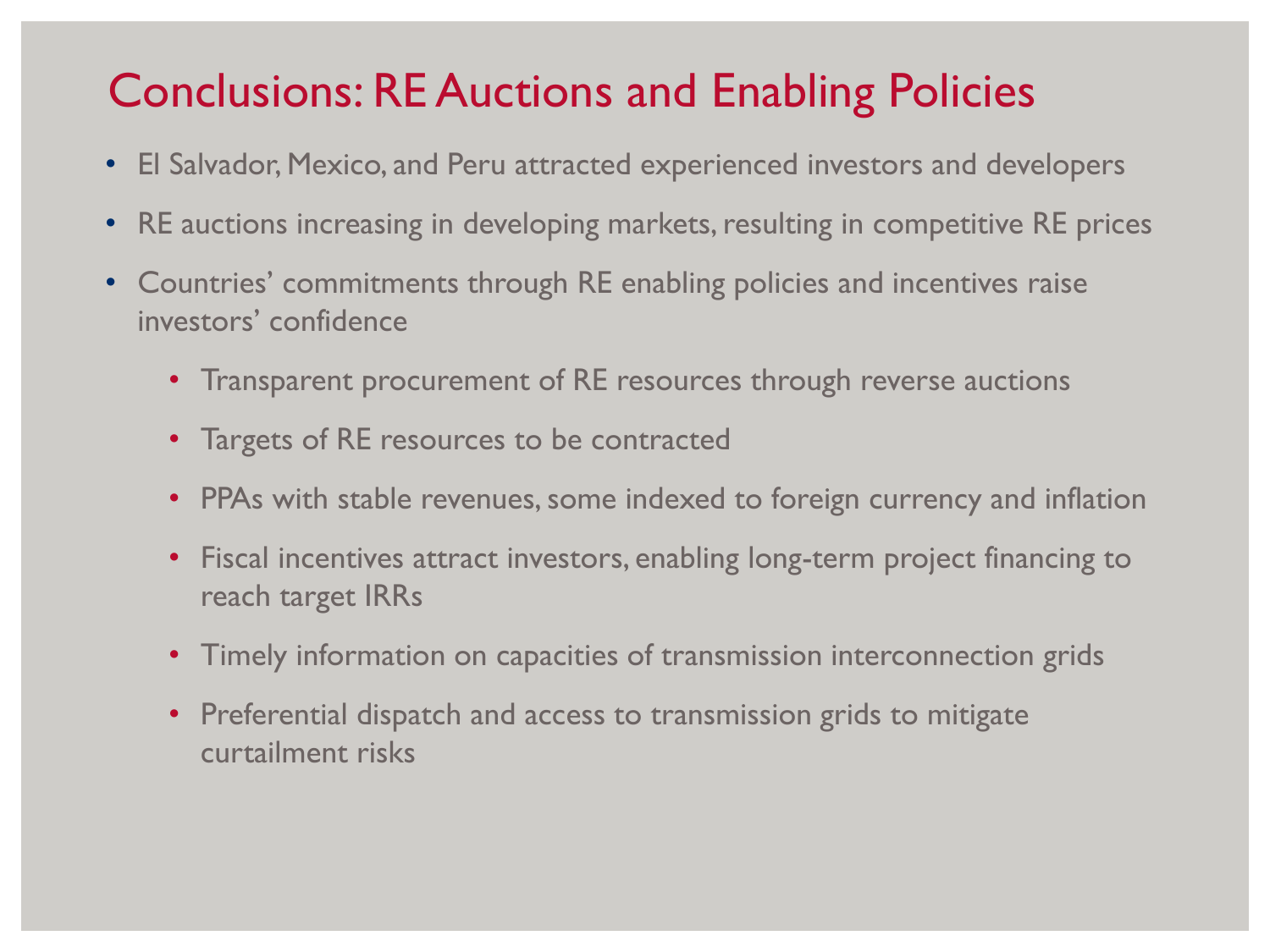# Conclusions: RE Auctions and Enabling Policies

- El Salvador, Mexico, and Peru attracted experienced investors and developers
- RE auctions increasing in developing markets, resulting in competitive RE prices
- Countries' commitments through RE enabling policies and incentives raise investors' confidence
  - Transparent procurement of RE resources through reverse auctions
  - Targets of RE resources to be contracted
  - PPAs with stable revenues, some indexed to foreign currency and inflation
  - Fiscal incentives attract investors, enabling long-term project financing to reach target IRRs
  - Timely information on capacities of transmission interconnection grids
  - Preferential dispatch and access to transmission grids to mitigate curtailment risks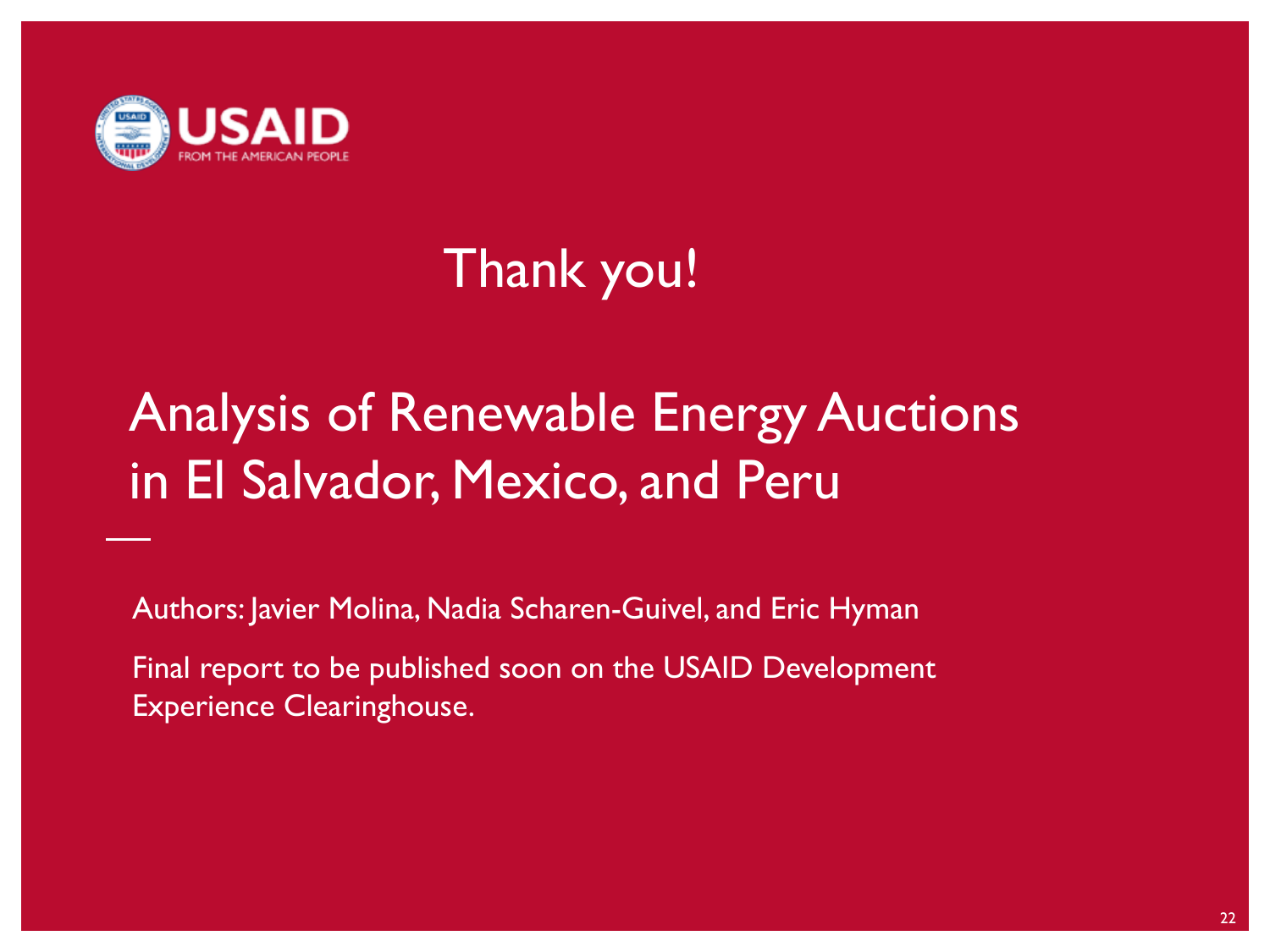USAID
FROM THE AMERICAN PEOPLE

# Thank you!

## Analysis of Renewable Energy Auctions in El Salvador, Mexico, and Peru

Authors: Javier Molina, Nadia Scharen-Guivel, and Eric Hyman

Final report to be published soon on the USAID Development Experience Clearinghouse.